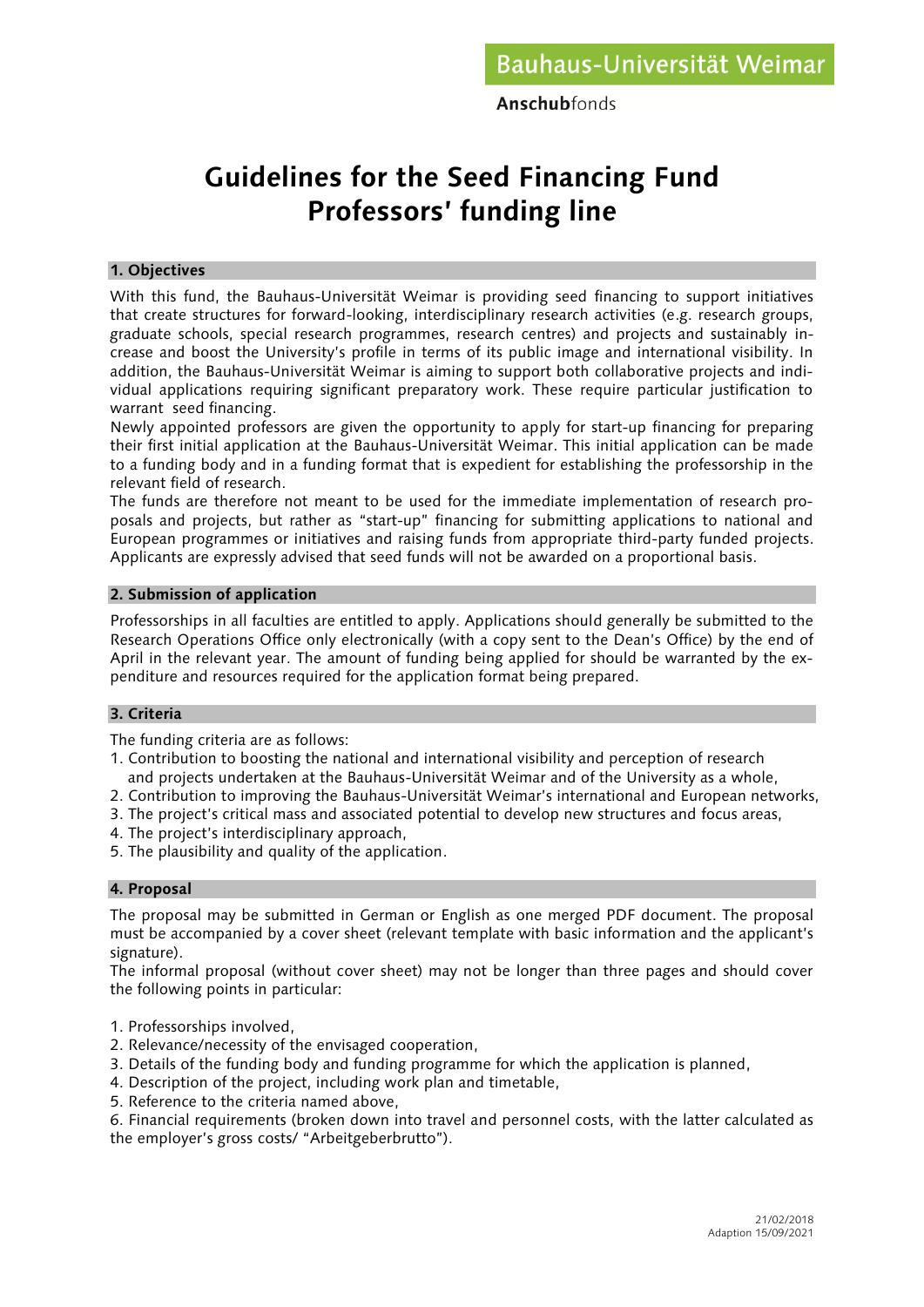Bauhaus-Universität Weimar

**Anschub**fonds

# Guidelines for the Seed Financing Fund Professors' funding line

## 1. Objectives

With this fund, the Bauhaus-Universität Weimar is providing seed financing to support initiatives that create structures for forward-looking, interdisciplinary research activities (e.g. research groups, graduate schools, special research programmes, research centres) and projects and sustainably increase and boost the University's profile in terms of its public image and international visibility. In addition, the Bauhaus-Universität Weimar is aiming to support both collaborative projects and individual applications requiring significant preparatory work. These require particular justification to warrant seed financing.

Newly appointed professors are given the opportunity to apply for start-up financing for preparing their first initial application at the Bauhaus-Universität Weimar. This initial application can be made to a funding body and in a funding format that is expedient for establishing the professorship in the relevant field of research.

The funds are therefore not meant to be used for the immediate implementation of research proposals and projects, but rather as "start-up" financing for submitting applications to national and European programmes or initiatives and raising funds from appropriate third-party funded projects. Applicants are expressly advised that seed funds will not be awarded on a proportional basis.

## 2. Submission of application

Professorships in all faculties are entitled to apply. Applications should generally be submitted to the Research Operations Office only electronically (with a copy sent to the Dean's Office) by the end of April in the relevant year. The amount of funding being applied for should be warranted by the expenditure and resources required for the application format being prepared.

## 3. Criteria

The funding criteria are as follows:

1. Contribution to boosting the national and international visibility and perception of research and projects undertaken at the Bauhaus-Universität Weimar and of the University as a whole,
2. Contribution to improving the Bauhaus-Universität Weimar's international and European networks,
3. The project's critical mass and associated potential to develop new structures and focus areas,
4. The project's interdisciplinary approach,
5. The plausibility and quality of the application.

## 4. Proposal

The proposal may be submitted in German or English as one merged PDF document. The proposal must be accompanied by a cover sheet (relevant template with basic information and the applicant's signature).

The informal proposal (without cover sheet) may not be longer than three pages and should cover the following points in particular:

1. Professorships involved,
2. Relevance/necessity of the envisaged cooperation,
3. Details of the funding body and funding programme for which the application is planned,
4. Description of the project, including work plan and timetable,
5. Reference to the criteria named above,
6. Financial requirements (broken down into travel and personnel costs, with the latter calculated as the employer's gross costs/ "Arbeitgeberbrutto").

21/02/2018
Adaption 15/09/2021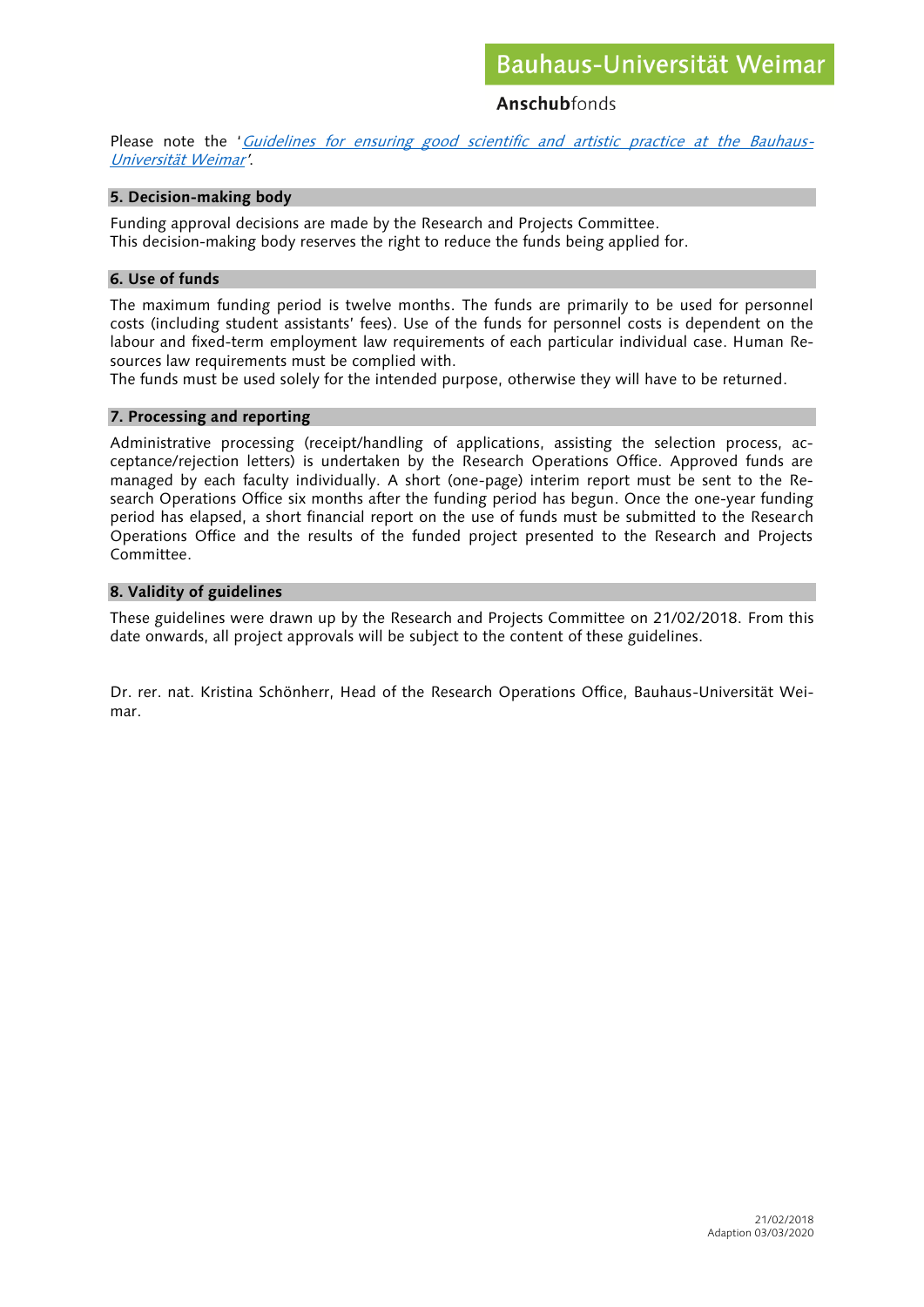Please note the '*Guidelines for ensuring good scientific and artistic practice at the Bauhaus-Universität Weimar*'.

## 5. Decision-making body

Funding approval decisions are made by the Research and Projects Committee.
This decision-making body reserves the right to reduce the funds being applied for.

## 6. Use of funds

The maximum funding period is twelve months. The funds are primarily to be used for personnel costs (including student assistants' fees). Use of the funds for personnel costs is dependent on the labour and fixed-term employment law requirements of each particular individual case. Human Resources law requirements must be complied with.
The funds must be used solely for the intended purpose, otherwise they will have to be returned.

## 7. Processing and reporting

Administrative processing (receipt/handling of applications, assisting the selection process, acceptance/rejection letters) is undertaken by the Research Operations Office. Approved funds are managed by each faculty individually. A short (one-page) interim report must be sent to the Research Operations Office six months after the funding period has begun. Once the one-year funding period has elapsed, a short financial report on the use of funds must be submitted to the Research Operations Office and the results of the funded project presented to the Research and Projects Committee.

## 8. Validity of guidelines

These guidelines were drawn up by the Research and Projects Committee on 21/02/2018. From this date onwards, all project approvals will be subject to the content of these guidelines.

Dr. rer. nat. Kristina Schönherr, Head of the Research Operations Office, Bauhaus-Universität Weimar.

21/02/2018
Adaption 03/03/2020